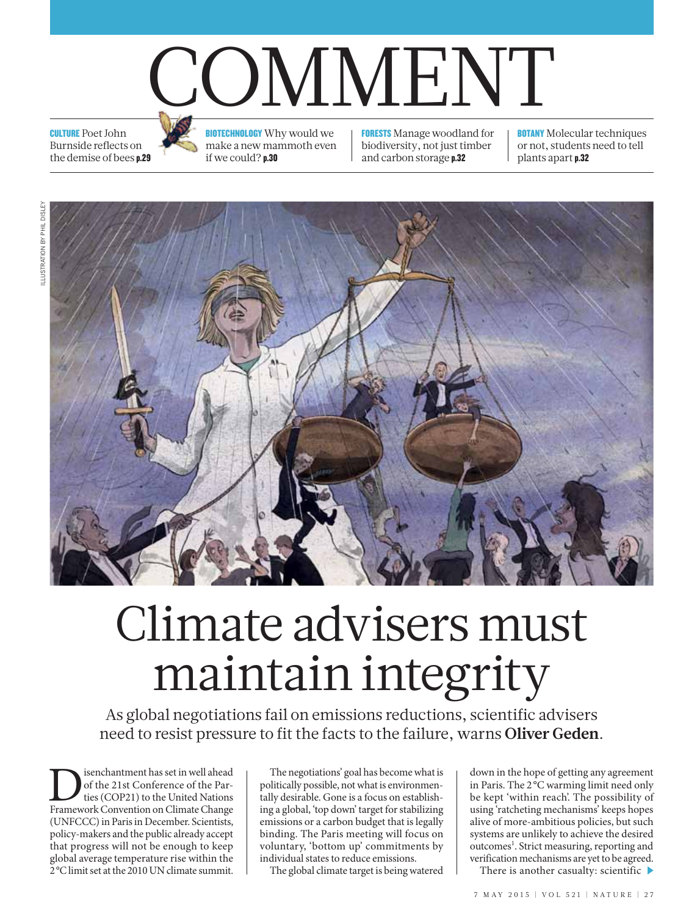# COMMENT

**CULTURE** Poet John Burnside reflects on the demise of bees **p.29**

**BIOTECHNOLOGY** Why would we make a new mammoth even if we could? **p.30**

**FORESTS** Manage woodland for biodiversity, not just timber and carbon storage **p.32**

**BOTANY** Molecular techniques or not, students need to tell plants apart **p.32**

ILLUSTRATION BY PHIL DISLEY

# Climate advisers must maintain integrity

As global negotiations fail on emissions reductions, scientific advisers need to resist pressure to fit the facts to the failure, warns **Oliver Geden**.

Disenchantment has set in well ahead of the 21st Conference of the Parties (COP21) to the United Nations Framework Convention on Climate Change (UNFCCC) in Paris in December. Scientists, policy-makers and the public already accept that progress will not be enough to keep global average temperature rise within the 2 °C limit set at the 2010 UN climate summit.

The negotiations' goal has become what is politically possible, not what is environmentally desirable. Gone is a focus on establishing a global, 'top down' target for stabilizing emissions or a carbon budget that is legally binding. The Paris meeting will focus on voluntary, 'bottom up' commitments by individual states to reduce emissions.

The global climate target is being watered down in the hope of getting any agreement in Paris. The 2 °C warming limit need only be kept 'within reach'. The possibility of using 'ratcheting mechanisms' keeps hopes alive of more-ambitious policies, but such systems are unlikely to achieve the desired outcomes[1]. Strict measuring, reporting and verification mechanisms are yet to be agreed.

There is another casualty: scientific ▶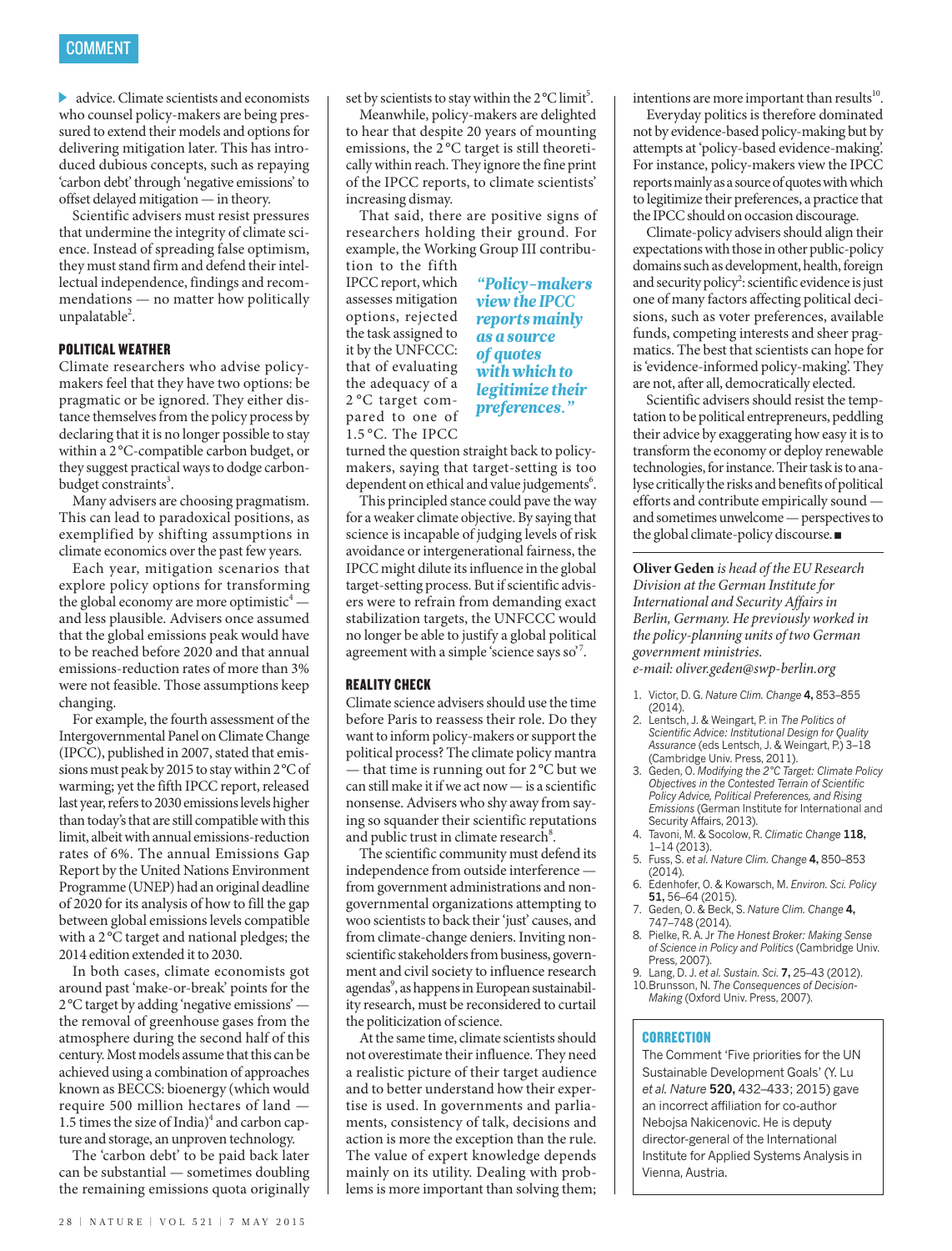advice. Climate scientists and economists who counsel policy-makers are being pressured to extend their models and options for delivering mitigation later. This has introduced dubious concepts, such as repaying 'carbon debt' through 'negative emissions' to offset delayed mitigation — in theory.

Scientific advisers must resist pressures that undermine the integrity of climate science. Instead of spreading false optimism, they must stand firm and defend their intellectual independence, findings and recommendations — no matter how politically unpalatable[2].

## POLITICAL WEATHER

Climate researchers who advise policy-makers feel that they have two options: be pragmatic or be ignored. They either distance themselves from the policy process by declaring that it is no longer possible to stay within a 2 °C-compatible carbon budget, or they suggest practical ways to dodge carbon-budget constraints[3].

Many advisers are choosing pragmatism. This can lead to paradoxical positions, as exemplified by shifting assumptions in climate economics over the past few years.

Each year, mitigation scenarios that explore policy options for transforming the global economy are more optimistic[4] — and less plausible. Advisers once assumed that the global emissions peak would have to be reached before 2020 and that annual emissions-reduction rates of more than 3% were not feasible. Those assumptions keep changing.

For example, the fourth assessment of the Intergovernmental Panel on Climate Change (IPCC), published in 2007, stated that emissions must peak by 2015 to stay within 2 °C of warming; yet the fifth IPCC report, released last year, refers to 2030 emissions levels higher than today's that are still compatible with this limit, albeit with annual emissions-reduction rates of 6%. The annual Emissions Gap Report by the United Nations Environment Programme (UNEP) had an original deadline of 2020 for its analysis of how to fill the gap between global emissions levels compatible with a 2 °C target and national pledges; the 2014 edition extended it to 2030.

In both cases, climate economists got around past 'make-or-break' points for the 2 °C target by adding 'negative emissions' — the removal of greenhouse gases from the atmosphere during the second half of this century. Most models assume that this can be achieved using a combination of approaches known as BECCS: bioenergy (which would require 500 million hectares of land — 1.5 times the size of India)[4] and carbon capture and storage, an unproven technology.

The 'carbon debt' to be paid back later can be substantial — sometimes doubling the remaining emissions quota originally set by scientists to stay within the 2 °C limit[5].

Meanwhile, policy-makers are delighted to hear that despite 20 years of mounting emissions, the 2 °C target is still theoretically within reach. They ignore the fine print of the IPCC reports, to climate scientists' increasing dismay.

That said, there are positive signs of researchers holding their ground. For example, the Working Group III contribution to the fifth IPCC report, which assesses mitigation options, rejected the task assigned to it by the UNFCCC: that of evaluating the adequacy of a 2 °C target compared to one of 1.5 °C. The IPCC turned the question straight back to policy-makers, saying that target-setting is too dependent on ethical and value judgements[6].

> *"Policy-makers view the IPCC reports mainly as a source of quotes with which to legitimize their preferences."*

This principled stance could pave the way for a weaker climate objective. By saying that science is incapable of judging levels of risk avoidance or intergenerational fairness, the IPCC might dilute its influence in the global target-setting process. But if scientific advisers were to refrain from demanding exact stabilization targets, the UNFCCC would no longer be able to justify a global political agreement with a simple 'science says so'[7].

## REALITY CHECK

Climate science advisers should use the time before Paris to reassess their role. Do they want to inform policy-makers or support the political process? The climate policy mantra — that time is running out for 2 °C but we can still make it if we act now — is a scientific nonsense. Advisers who shy away from saying so squander their scientific reputations and public trust in climate research[8].

The scientific community must defend its independence from outside interference — from government administrations and non-governmental organizations attempting to woo scientists to back their 'just' causes, and from climate-change deniers. Inviting non-scientific stakeholders from business, government and civil society to influence research agendas[9], as happens in European sustainability research, must be reconsidered to curtail the politicization of science.

At the same time, climate scientists should not overestimate their influence. They need a realistic picture of their target audience and to better understand how their expertise is used. In governments and parliaments, consistency of talk, decisions and action is more the exception than the rule. The value of expert knowledge depends mainly on its utility. Dealing with problems is more important than solving them; intentions are more important than results[10].

Everyday politics is therefore dominated not by evidence-based policy-making but by attempts at 'policy-based evidence-making'. For instance, policy-makers view the IPCC reports mainly as a source of quotes with which to legitimize their preferences, a practice that the IPCC should on occasion discourage.

Climate-policy advisers should align their expectations with those in other public-policy domains such as development, health, foreign and security policy[2]: scientific evidence is just one of many factors affecting political decisions, such as voter preferences, available funds, competing interests and sheer pragmatics. The best that scientists can hope for is 'evidence-informed policy-making'. They are not, after all, democratically elected.

Scientific advisers should resist the temptation to be political entrepreneurs, peddling their advice by exaggerating how easy it is to transform the economy or deploy renewable technologies, for instance. Their task is to analyse critically the risks and benefits of political efforts and contribute empirically sound — and sometimes unwelcome — perspectives to the global climate-policy discourse. ■

**Oliver Geden** *is head of the EU Research Division at the German Institute for International and Security Affairs in Berlin, Germany. He previously worked in the policy-planning units of two German government ministries.*
*e-mail: oliver.geden@swp-berlin.org*

1. Victor, D. G. *Nature Clim. Change* **4**, 853–855 (2014).
2. Lentsch, J. & Weingart, P. in *The Politics of Scientific Advice: Institutional Design for Quality Assurance* (eds Lentsch, J. & Weingart, P.) 3–18 (Cambridge Univ. Press, 2011).
3. Geden, O. *Modifying the 2 °C Target: Climate Policy Objectives in the Contested Terrain of Scientific Policy Advice, Political Preferences, and Rising Emissions* (German Institute for International and Security Affairs, 2013).
4. Tavoni, M. & Socolow, R. *Climatic Change* **118**, 1–14 (2013).
5. Fuss, S. *et al. Nature Clim. Change* **4**, 850–853 (2014).
6. Edenhofer, O. & Kowarsch, M. *Environ. Sci. Policy* **51**, 56–64 (2015).
7. Geden, O. & Beck, S. *Nature Clim. Change* **4**, 747–748 (2014).
8. Pielke, R. A. Jr *The Honest Broker: Making Sense of Science in Policy and Politics* (Cambridge Univ. Press, 2007).
9. Lang, D. J. *et al. Sustain. Sci.* **7**, 25–43 (2012).
10. Brunsson, N. *The Consequences of Decision-Making* (Oxford Univ. Press, 2007).

## CORRECTION

The Comment 'Five priorities for the UN Sustainable Development Goals' (Y. Lu *et al. Nature* **520**, 432–433; 2015) gave an incorrect affiliation for co-author Nebojsa Nakicenovic. He is deputy director-general of the International Institute for Applied Systems Analysis in Vienna, Austria.